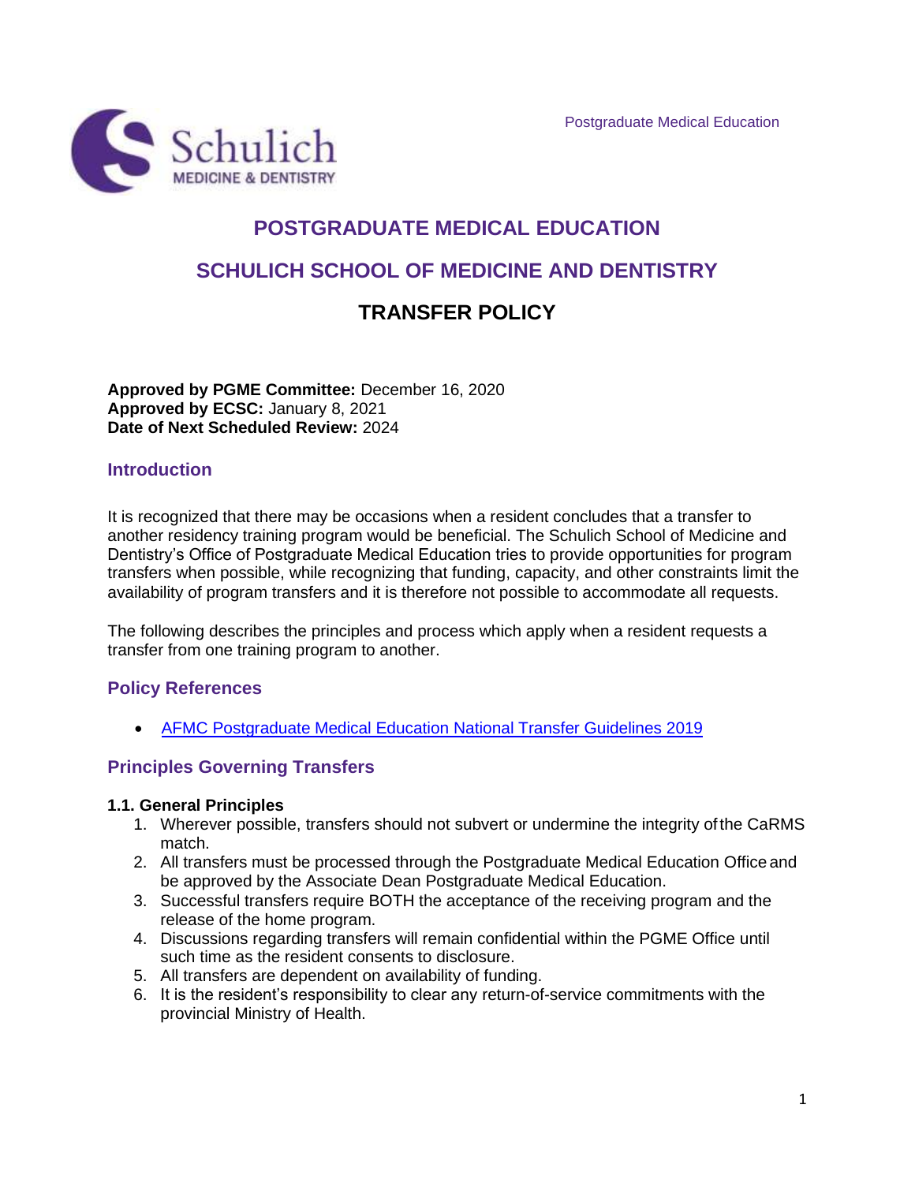Postgraduate Medical Education

# POSTGRADUATE MEDICAL EDUCATION

# SCHULICH SCHOOL OF MEDICINE AND DENTISTRY

# TRANSFER POLICY

**Approved by PGME Committee:** December 16, 2020
**Approved by ECSC:** January 8, 2021
**Date of Next Scheduled Review:** 2024

## Introduction

It is recognized that there may be occasions when a resident concludes that a transfer to another residency training program would be beneficial. The Schulich School of Medicine and Dentistry's Office of Postgraduate Medical Education tries to provide opportunities for program transfers when possible, while recognizing that funding, capacity, and other constraints limit the availability of program transfers and it is therefore not possible to accommodate all requests.

The following describes the principles and process which apply when a resident requests a transfer from one training program to another.

## Policy References

- AFMC Postgraduate Medical Education National Transfer Guidelines 2019

## Principles Governing Transfers

### 1.1. General Principles

1. Wherever possible, transfers should not subvert or undermine the integrity of the CaRMS match.
2. All transfers must be processed through the Postgraduate Medical Education Office and be approved by the Associate Dean Postgraduate Medical Education.
3. Successful transfers require BOTH the acceptance of the receiving program and the release of the home program.
4. Discussions regarding transfers will remain confidential within the PGME Office until such time as the resident consents to disclosure.
5. All transfers are dependent on availability of funding.
6. It is the resident's responsibility to clear any return-of-service commitments with the provincial Ministry of Health.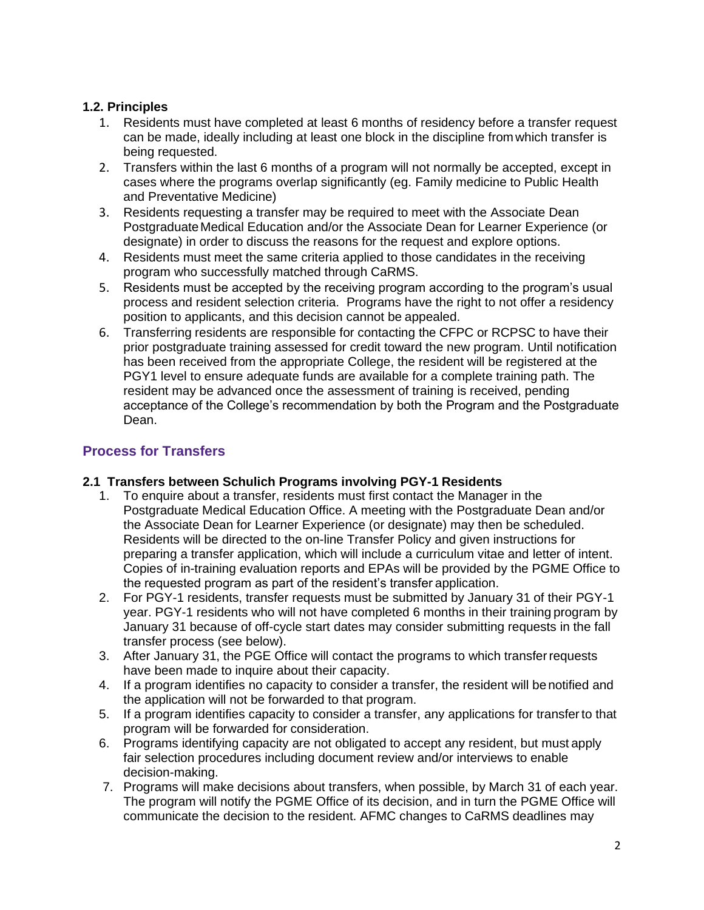### 1.2. Principles

1. Residents must have completed at least 6 months of residency before a transfer request can be made, ideally including at least one block in the discipline from which transfer is being requested.
2. Transfers within the last 6 months of a program will not normally be accepted, except in cases where the programs overlap significantly (eg. Family medicine to Public Health and Preventative Medicine)
3. Residents requesting a transfer may be required to meet with the Associate Dean Postgraduate Medical Education and/or the Associate Dean for Learner Experience (or designate) in order to discuss the reasons for the request and explore options.
4. Residents must meet the same criteria applied to those candidates in the receiving program who successfully matched through CaRMS.
5. Residents must be accepted by the receiving program according to the program's usual process and resident selection criteria. Programs have the right to not offer a residency position to applicants, and this decision cannot be appealed.
6. Transferring residents are responsible for contacting the CFPC or RCPSC to have their prior postgraduate training assessed for credit toward the new program. Until notification has been received from the appropriate College, the resident will be registered at the PGY1 level to ensure adequate funds are available for a complete training path. The resident may be advanced once the assessment of training is received, pending acceptance of the College's recommendation by both the Program and the Postgraduate Dean.

## Process for Transfers

### 2.1 Transfers between Schulich Programs involving PGY-1 Residents

1. To enquire about a transfer, residents must first contact the Manager in the Postgraduate Medical Education Office. A meeting with the Postgraduate Dean and/or the Associate Dean for Learner Experience (or designate) may then be scheduled. Residents will be directed to the on-line Transfer Policy and given instructions for preparing a transfer application, which will include a curriculum vitae and letter of intent. Copies of in-training evaluation reports and EPAs will be provided by the PGME Office to the requested program as part of the resident's transfer application.
2. For PGY-1 residents, transfer requests must be submitted by January 31 of their PGY-1 year. PGY-1 residents who will not have completed 6 months in their training program by January 31 because of off-cycle start dates may consider submitting requests in the fall transfer process (see below).
3. After January 31, the PGE Office will contact the programs to which transfer requests have been made to inquire about their capacity.
4. If a program identifies no capacity to consider a transfer, the resident will be notified and the application will not be forwarded to that program.
5. If a program identifies capacity to consider a transfer, any applications for transfer to that program will be forwarded for consideration.
6. Programs identifying capacity are not obligated to accept any resident, but must apply fair selection procedures including document review and/or interviews to enable decision-making.
7. Programs will make decisions about transfers, when possible, by March 31 of each year. The program will notify the PGME Office of its decision, and in turn the PGME Office will communicate the decision to the resident. AFMC changes to CaRMS deadlines may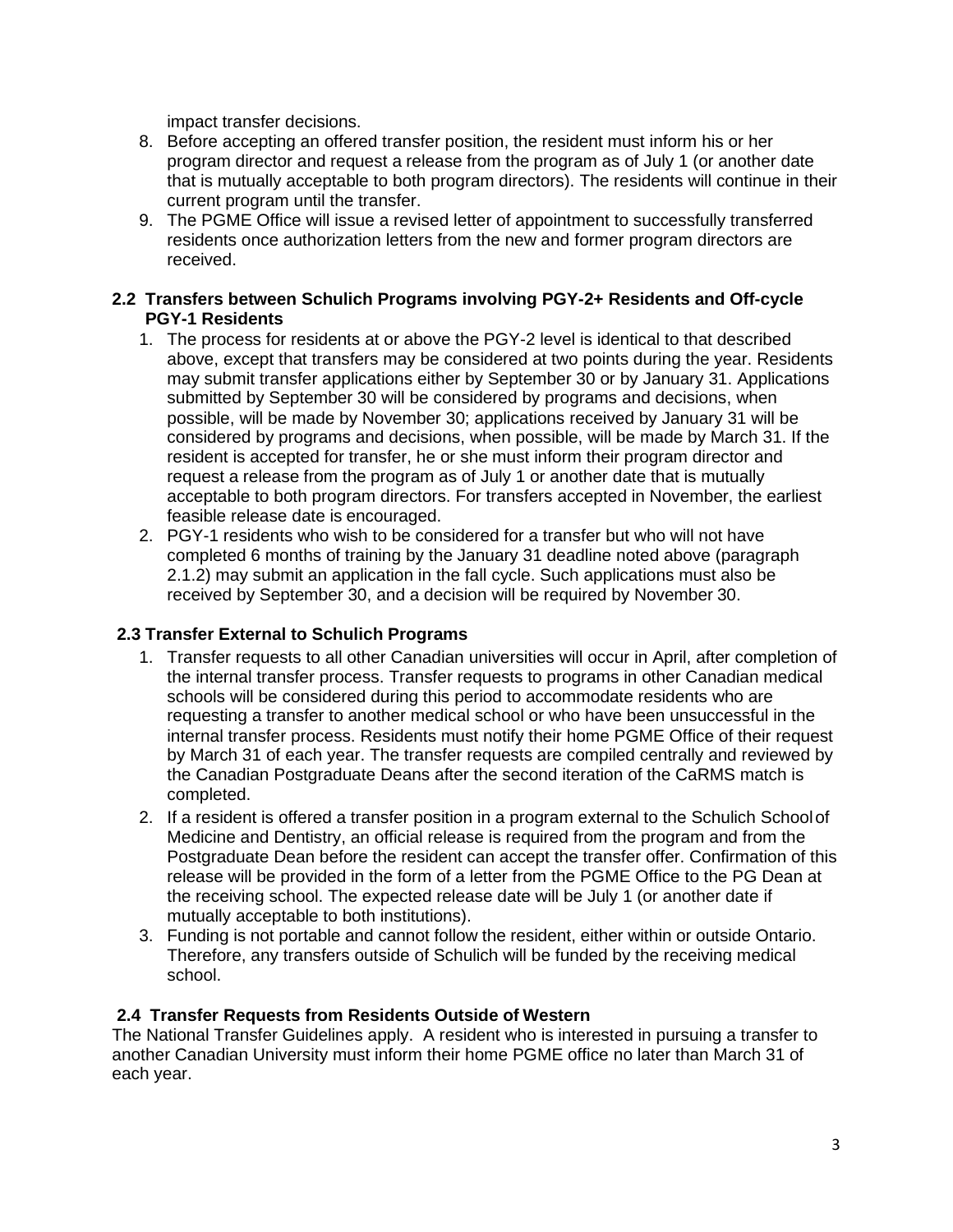impact transfer decisions.

8. Before accepting an offered transfer position, the resident must inform his or her program director and request a release from the program as of July 1 (or another date that is mutually acceptable to both program directors). The residents will continue in their current program until the transfer.
9. The PGME Office will issue a revised letter of appointment to successfully transferred residents once authorization letters from the new and former program directors are received.

### 2.2 Transfers between Schulich Programs involving PGY-2+ Residents and Off-cycle PGY-1 Residents

1. The process for residents at or above the PGY-2 level is identical to that described above, except that transfers may be considered at two points during the year. Residents may submit transfer applications either by September 30 or by January 31. Applications submitted by September 30 will be considered by programs and decisions, when possible, will be made by November 30; applications received by January 31 will be considered by programs and decisions, when possible, will be made by March 31. If the resident is accepted for transfer, he or she must inform their program director and request a release from the program as of July 1 or another date that is mutually acceptable to both program directors. For transfers accepted in November, the earliest feasible release date is encouraged.
2. PGY-1 residents who wish to be considered for a transfer but who will not have completed 6 months of training by the January 31 deadline noted above (paragraph 2.1.2) may submit an application in the fall cycle. Such applications must also be received by September 30, and a decision will be required by November 30.

### 2.3 Transfer External to Schulich Programs

1. Transfer requests to all other Canadian universities will occur in April, after completion of the internal transfer process. Transfer requests to programs in other Canadian medical schools will be considered during this period to accommodate residents who are requesting a transfer to another medical school or who have been unsuccessful in the internal transfer process. Residents must notify their home PGME Office of their request by March 31 of each year. The transfer requests are compiled centrally and reviewed by the Canadian Postgraduate Deans after the second iteration of the CaRMS match is completed.
2. If a resident is offered a transfer position in a program external to the Schulich School of Medicine and Dentistry, an official release is required from the program and from the Postgraduate Dean before the resident can accept the transfer offer. Confirmation of this release will be provided in the form of a letter from the PGME Office to the PG Dean at the receiving school. The expected release date will be July 1 (or another date if mutually acceptable to both institutions).
3. Funding is not portable and cannot follow the resident, either within or outside Ontario. Therefore, any transfers outside of Schulich will be funded by the receiving medical school.

### 2.4 Transfer Requests from Residents Outside of Western

The National Transfer Guidelines apply. A resident who is interested in pursuing a transfer to another Canadian University must inform their home PGME office no later than March 31 of each year.